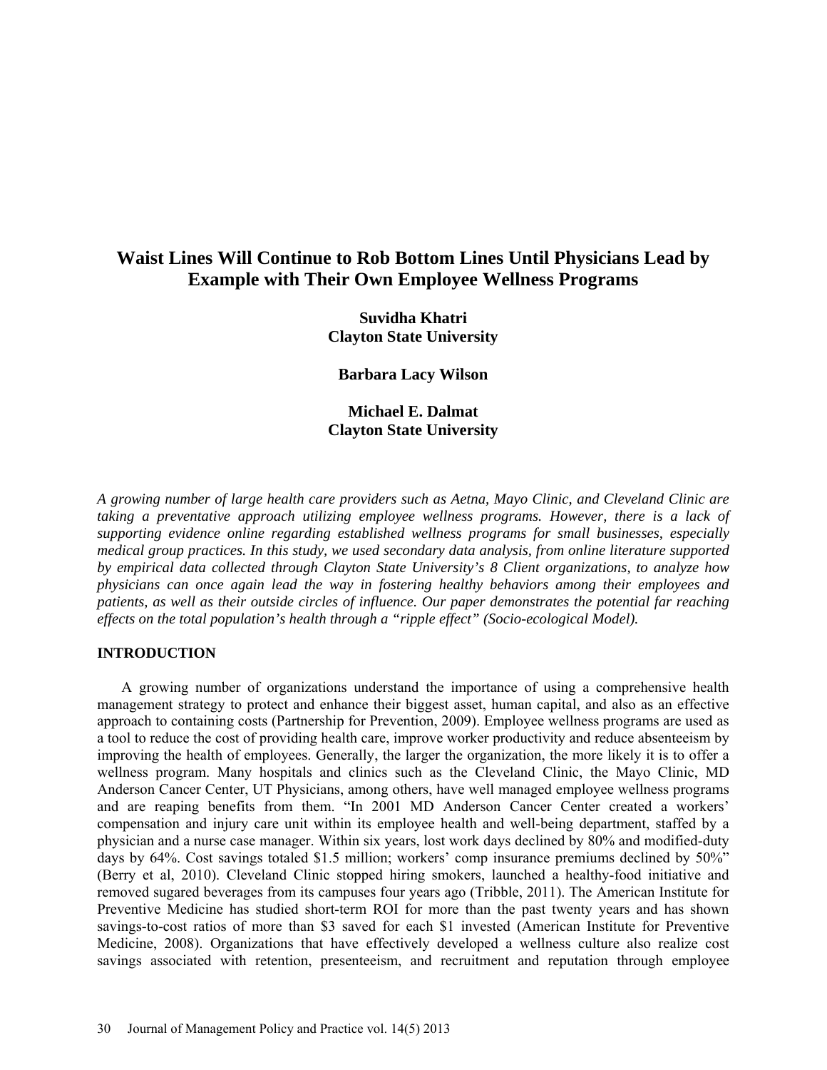# Waist Lines Will Continue to Rob Bottom Lines Until Physicians Lead by Example with Their Own Employee Wellness Programs

**Suvidha Khatri**
**Clayton State University**

**Barbara Lacy Wilson**

**Michael E. Dalmat**
**Clayton State University**

*A growing number of large health care providers such as Aetna, Mayo Clinic, and Cleveland Clinic are taking a preventative approach utilizing employee wellness programs. However, there is a lack of supporting evidence online regarding established wellness programs for small businesses, especially medical group practices. In this study, we used secondary data analysis, from online literature supported by empirical data collected through Clayton State University's 8 Client organizations, to analyze how physicians can once again lead the way in fostering healthy behaviors among their employees and patients, as well as their outside circles of influence. Our paper demonstrates the potential far reaching effects on the total population's health through a "ripple effect" (Socio-ecological Model).*

## INTRODUCTION

A growing number of organizations understand the importance of using a comprehensive health management strategy to protect and enhance their biggest asset, human capital, and also as an effective approach to containing costs (Partnership for Prevention, 2009). Employee wellness programs are used as a tool to reduce the cost of providing health care, improve worker productivity and reduce absenteeism by improving the health of employees. Generally, the larger the organization, the more likely it is to offer a wellness program. Many hospitals and clinics such as the Cleveland Clinic, the Mayo Clinic, MD Anderson Cancer Center, UT Physicians, among others, have well managed employee wellness programs and are reaping benefits from them. "In 2001 MD Anderson Cancer Center created a workers' compensation and injury care unit within its employee health and well-being department, staffed by a physician and a nurse case manager. Within six years, lost work days declined by 80% and modified-duty days by 64%. Cost savings totaled $1.5 million; workers' comp insurance premiums declined by 50%" (Berry et al, 2010). Cleveland Clinic stopped hiring smokers, launched a healthy-food initiative and removed sugared beverages from its campuses four years ago (Tribble, 2011). The American Institute for Preventive Medicine has studied short-term ROI for more than the past twenty years and has shown savings-to-cost ratios of more than $3 saved for each $1 invested (American Institute for Preventive Medicine, 2008). Organizations that have effectively developed a wellness culture also realize cost savings associated with retention, presenteeism, and recruitment and reputation through employee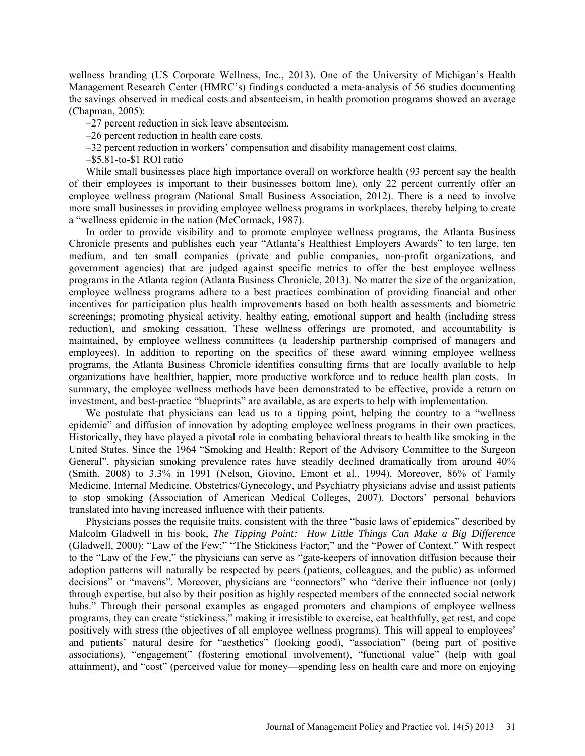wellness branding (US Corporate Wellness, Inc., 2013). One of the University of Michigan's Health Management Research Center (HMRC's) findings conducted a meta-analysis of 56 studies documenting the savings observed in medical costs and absenteeism, in health promotion programs showed an average (Chapman, 2005):

–27 percent reduction in sick leave absenteeism.

–26 percent reduction in health care costs.

–32 percent reduction in workers' compensation and disability management cost claims.

–$5.81-to-$1 ROI ratio

While small businesses place high importance overall on workforce health (93 percent say the health of their employees is important to their businesses bottom line), only 22 percent currently offer an employee wellness program (National Small Business Association, 2012). There is a need to involve more small businesses in providing employee wellness programs in workplaces, thereby helping to create a "wellness epidemic in the nation (McCormack, 1987).

In order to provide visibility and to promote employee wellness programs, the Atlanta Business Chronicle presents and publishes each year "Atlanta's Healthiest Employers Awards" to ten large, ten medium, and ten small companies (private and public companies, non-profit organizations, and government agencies) that are judged against specific metrics to offer the best employee wellness programs in the Atlanta region (Atlanta Business Chronicle, 2013). No matter the size of the organization, employee wellness programs adhere to a best practices combination of providing financial and other incentives for participation plus health improvements based on both health assessments and biometric screenings; promoting physical activity, healthy eating, emotional support and health (including stress reduction), and smoking cessation. These wellness offerings are promoted, and accountability is maintained, by employee wellness committees (a leadership partnership comprised of managers and employees). In addition to reporting on the specifics of these award winning employee wellness programs, the Atlanta Business Chronicle identifies consulting firms that are locally available to help organizations have healthier, happier, more productive workforce and to reduce health plan costs. In summary, the employee wellness methods have been demonstrated to be effective, provide a return on investment, and best-practice "blueprints" are available, as are experts to help with implementation.

We postulate that physicians can lead us to a tipping point, helping the country to a "wellness epidemic" and diffusion of innovation by adopting employee wellness programs in their own practices. Historically, they have played a pivotal role in combating behavioral threats to health like smoking in the United States. Since the 1964 "Smoking and Health: Report of the Advisory Committee to the Surgeon General", physician smoking prevalence rates have steadily declined dramatically from around 40% (Smith, 2008) to 3.3% in 1991 (Nelson, Giovino, Emont et al., 1994). Moreover, 86% of Family Medicine, Internal Medicine, Obstetrics/Gynecology, and Psychiatry physicians advise and assist patients to stop smoking (Association of American Medical Colleges, 2007). Doctors' personal behaviors translated into having increased influence with their patients.

Physicians posses the requisite traits, consistent with the three "basic laws of epidemics" described by Malcolm Gladwell in his book, *The Tipping Point: How Little Things Can Make a Big Difference* (Gladwell, 2000): "Law of the Few;" "The Stickiness Factor;" and the "Power of Context." With respect to the "Law of the Few," the physicians can serve as "gate-keepers of innovation diffusion because their adoption patterns will naturally be respected by peers (patients, colleagues, and the public) as informed decisions" or "mavens". Moreover, physicians are "connectors" who "derive their influence not (only) through expertise, but also by their position as highly respected members of the connected social network hubs." Through their personal examples as engaged promoters and champions of employee wellness programs, they can create "stickiness," making it irresistible to exercise, eat healthfully, get rest, and cope positively with stress (the objectives of all employee wellness programs). This will appeal to employees' and patients' natural desire for "aesthetics" (looking good), "association" (being part of positive associations), "engagement" (fostering emotional involvement), "functional value" (help with goal attainment), and "cost" (perceived value for money—spending less on health care and more on enjoying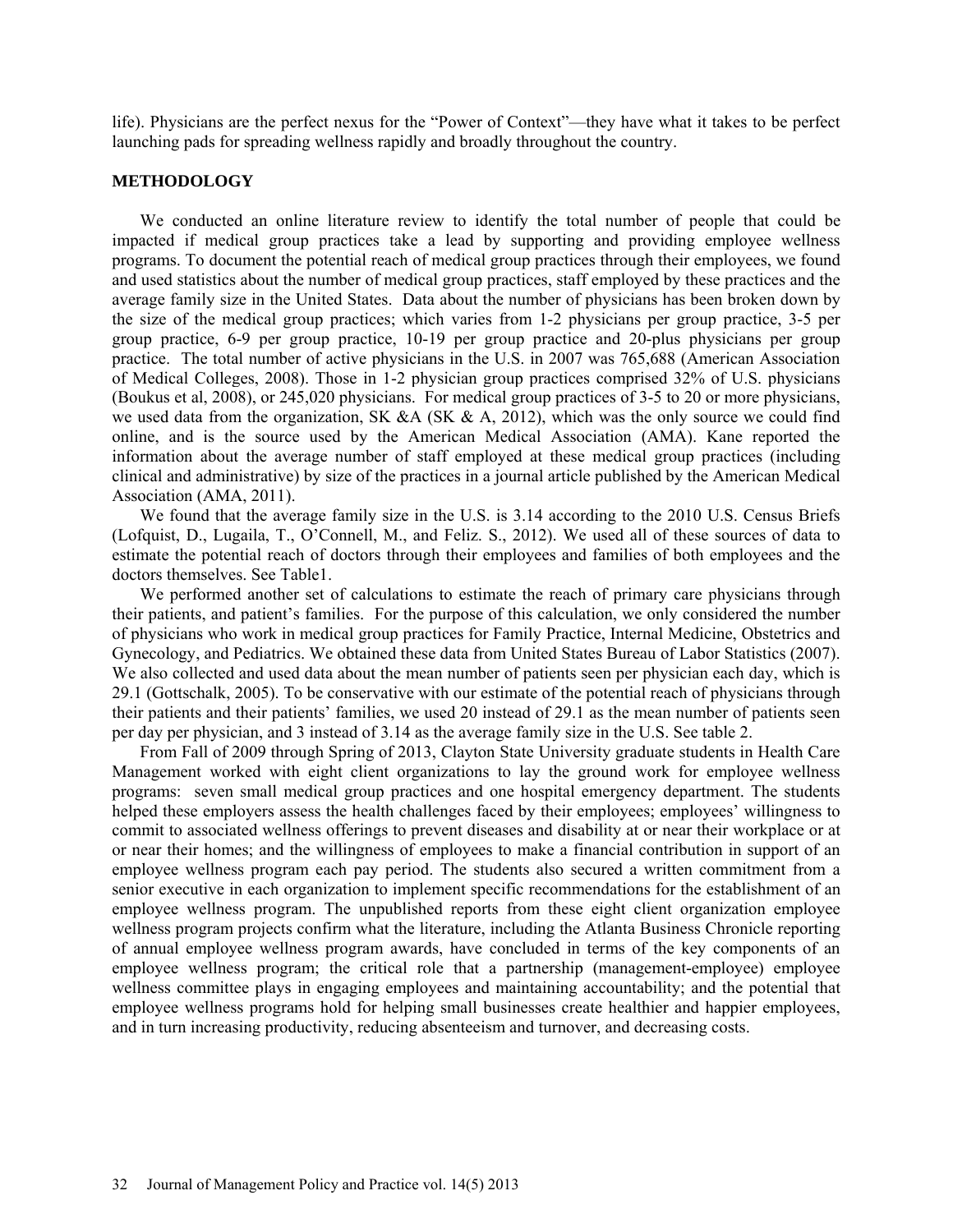life). Physicians are the perfect nexus for the "Power of Context"—they have what it takes to be perfect launching pads for spreading wellness rapidly and broadly throughout the country.

## METHODOLOGY

We conducted an online literature review to identify the total number of people that could be impacted if medical group practices take a lead by supporting and providing employee wellness programs. To document the potential reach of medical group practices through their employees, we found and used statistics about the number of medical group practices, staff employed by these practices and the average family size in the United States. Data about the number of physicians has been broken down by the size of the medical group practices; which varies from 1-2 physicians per group practice, 3-5 per group practice, 6-9 per group practice, 10-19 per group practice and 20-plus physicians per group practice. The total number of active physicians in the U.S. in 2007 was 765,688 (American Association of Medical Colleges, 2008). Those in 1-2 physician group practices comprised 32% of U.S. physicians (Boukus et al, 2008), or 245,020 physicians. For medical group practices of 3-5 to 20 or more physicians, we used data from the organization, SK &A (SK & A, 2012), which was the only source we could find online, and is the source used by the American Medical Association (AMA). Kane reported the information about the average number of staff employed at these medical group practices (including clinical and administrative) by size of the practices in a journal article published by the American Medical Association (AMA, 2011).

We found that the average family size in the U.S. is 3.14 according to the 2010 U.S. Census Briefs (Lofquist, D., Lugaila, T., O'Connell, M., and Feliz. S., 2012). We used all of these sources of data to estimate the potential reach of doctors through their employees and families of both employees and the doctors themselves. See Table1.

We performed another set of calculations to estimate the reach of primary care physicians through their patients, and patient's families. For the purpose of this calculation, we only considered the number of physicians who work in medical group practices for Family Practice, Internal Medicine, Obstetrics and Gynecology, and Pediatrics. We obtained these data from United States Bureau of Labor Statistics (2007). We also collected and used data about the mean number of patients seen per physician each day, which is 29.1 (Gottschalk, 2005). To be conservative with our estimate of the potential reach of physicians through their patients and their patients' families, we used 20 instead of 29.1 as the mean number of patients seen per day per physician, and 3 instead of 3.14 as the average family size in the U.S. See table 2.

From Fall of 2009 through Spring of 2013, Clayton State University graduate students in Health Care Management worked with eight client organizations to lay the ground work for employee wellness programs: seven small medical group practices and one hospital emergency department. The students helped these employers assess the health challenges faced by their employees; employees' willingness to commit to associated wellness offerings to prevent diseases and disability at or near their workplace or at or near their homes; and the willingness of employees to make a financial contribution in support of an employee wellness program each pay period. The students also secured a written commitment from a senior executive in each organization to implement specific recommendations for the establishment of an employee wellness program. The unpublished reports from these eight client organization employee wellness program projects confirm what the literature, including the Atlanta Business Chronicle reporting of annual employee wellness program awards, have concluded in terms of the key components of an employee wellness program; the critical role that a partnership (management-employee) employee wellness committee plays in engaging employees and maintaining accountability; and the potential that employee wellness programs hold for helping small businesses create healthier and happier employees, and in turn increasing productivity, reducing absenteeism and turnover, and decreasing costs.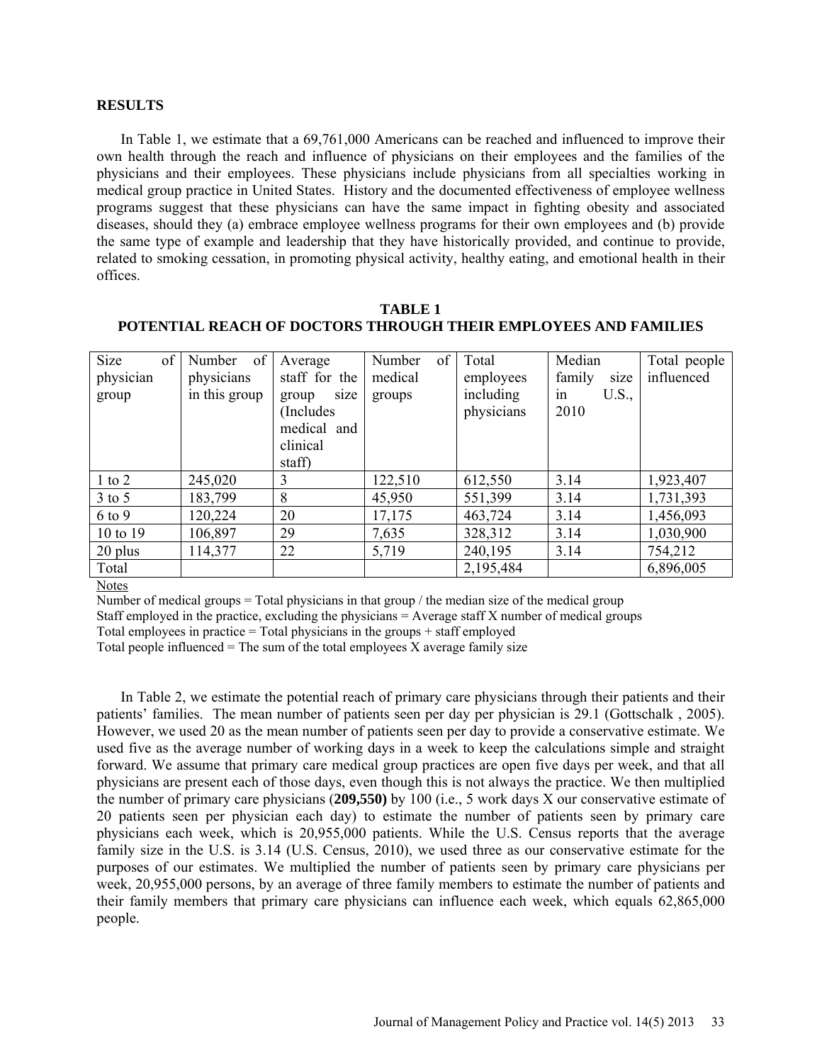## RESULTS

In Table 1, we estimate that a 69,761,000 Americans can be reached and influenced to improve their own health through the reach and influence of physicians on their employees and the families of the physicians and their employees. These physicians include physicians from all specialties working in medical group practice in United States. History and the documented effectiveness of employee wellness programs suggest that these physicians can have the same impact in fighting obesity and associated diseases, should they (a) embrace employee wellness programs for their own employees and (b) provide the same type of example and leadership that they have historically provided, and continue to provide, related to smoking cessation, in promoting physical activity, healthy eating, and emotional health in their offices.

**TABLE 1**
**POTENTIAL REACH OF DOCTORS THROUGH THEIR EMPLOYEES AND FAMILIES**

| Size of physician group | Number of physicians in this group | Average staff for the group size (Includes medical and clinical staff) | Number of medical groups | Total employees including physicians | Median family size in U.S., 2010 | Total people influenced |
|---|---|---|---|---|---|---|
| 1 to 2 | 245,020 | 3 | 122,510 | 612,550 | 3.14 | 1,923,407 |
| 3 to 5 | 183,799 | 8 | 45,950 | 551,399 | 3.14 | 1,731,393 |
| 6 to 9 | 120,224 | 20 | 17,175 | 463,724 | 3.14 | 1,456,093 |
| 10 to 19 | 106,897 | 29 | 7,635 | 328,312 | 3.14 | 1,030,900 |
| 20 plus | 114,377 | 22 | 5,719 | 240,195 | 3.14 | 754,212 |
| Total | | | | 2,195,484 | | 6,896,005 |

Notes

Number of medical groups = Total physicians in that group / the median size of the medical group

Staff employed in the practice, excluding the physicians = Average staff X number of medical groups

Total employees in practice = Total physicians in the groups + staff employed

Total people influenced = The sum of the total employees X average family size

In Table 2, we estimate the potential reach of primary care physicians through their patients and their patients' families. The mean number of patients seen per day per physician is 29.1 (Gottschalk , 2005). However, we used 20 as the mean number of patients seen per day to provide a conservative estimate. We used five as the average number of working days in a week to keep the calculations simple and straight forward. We assume that primary care medical group practices are open five days per week, and that all physicians are present each of those days, even though this is not always the practice. We then multiplied the number of primary care physicians (**209,550)** by 100 (i.e., 5 work days X our conservative estimate of 20 patients seen per physician each day) to estimate the number of patients seen by primary care physicians each week, which is 20,955,000 patients. While the U.S. Census reports that the average family size in the U.S. is 3.14 (U.S. Census, 2010), we used three as our conservative estimate for the purposes of our estimates. We multiplied the number of patients seen by primary care physicians per week, 20,955,000 persons, by an average of three family members to estimate the number of patients and their family members that primary care physicians can influence each week, which equals 62,865,000 people.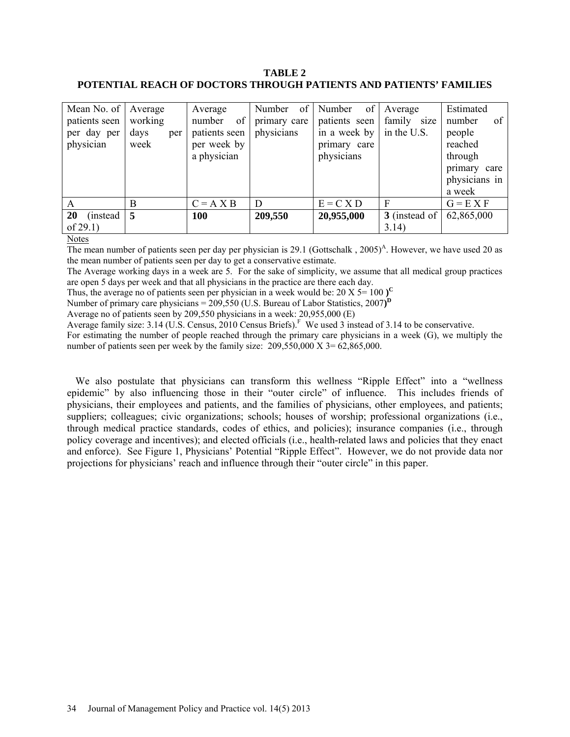**TABLE 2**
**POTENTIAL REACH OF DOCTORS THROUGH PATIENTS AND PATIENTS' FAMILIES**

| Mean No. of patients seen per day per physician | Average working days per week | Average number of patients seen per week by a physician | Number of primary care physicians | Number of patients seen in a week by primary care physicians | Average family size in the U.S. | Estimated number of people reached through primary care physicians in a week |
|---|---|---|---|---|---|---|
| A | B | C = A X B | D | E = C X D | F | G = E X F |
| **20** (instead of 29.1) | **5** | **100** | **209,550** | **20,955,000** | **3** (instead of 3.14) | 62,865,000 |

Notes

The mean number of patients seen per day per physician is 29.1 (Gottschalk , 2005)[A]. However, we have used 20 as the mean number of patients seen per day to get a conservative estimate.

The Average working days in a week are 5. For the sake of simplicity, we assume that all medical group practices are open 5 days per week and that all physicians in the practice are there each day.

Thus, the average no of patients seen per physician in a week would be: 20 X 5= 100 **)**[C]

Number of primary care physicians = 209,550 (U.S. Bureau of Labor Statistics, 2007**)**[D]

Average no of patients seen by 209,550 physicians in a week: 20,955,000 (E)

Average family size: 3.14 (U.S. Census, 2010 Census Briefs).[F] We used 3 instead of 3.14 to be conservative.

For estimating the number of people reached through the primary care physicians in a week (G), we multiply the number of patients seen per week by the family size: 209,550,000 X 3= 62,865,000.

We also postulate that physicians can transform this wellness "Ripple Effect" into a "wellness epidemic" by also influencing those in their "outer circle" of influence. This includes friends of physicians, their employees and patients, and the families of physicians, other employees, and patients; suppliers; colleagues; civic organizations; schools; houses of worship; professional organizations (i.e., through medical practice standards, codes of ethics, and policies); insurance companies (i.e., through policy coverage and incentives); and elected officials (i.e., health-related laws and policies that they enact and enforce). See Figure 1, Physicians' Potential "Ripple Effect". However, we do not provide data nor projections for physicians' reach and influence through their "outer circle" in this paper.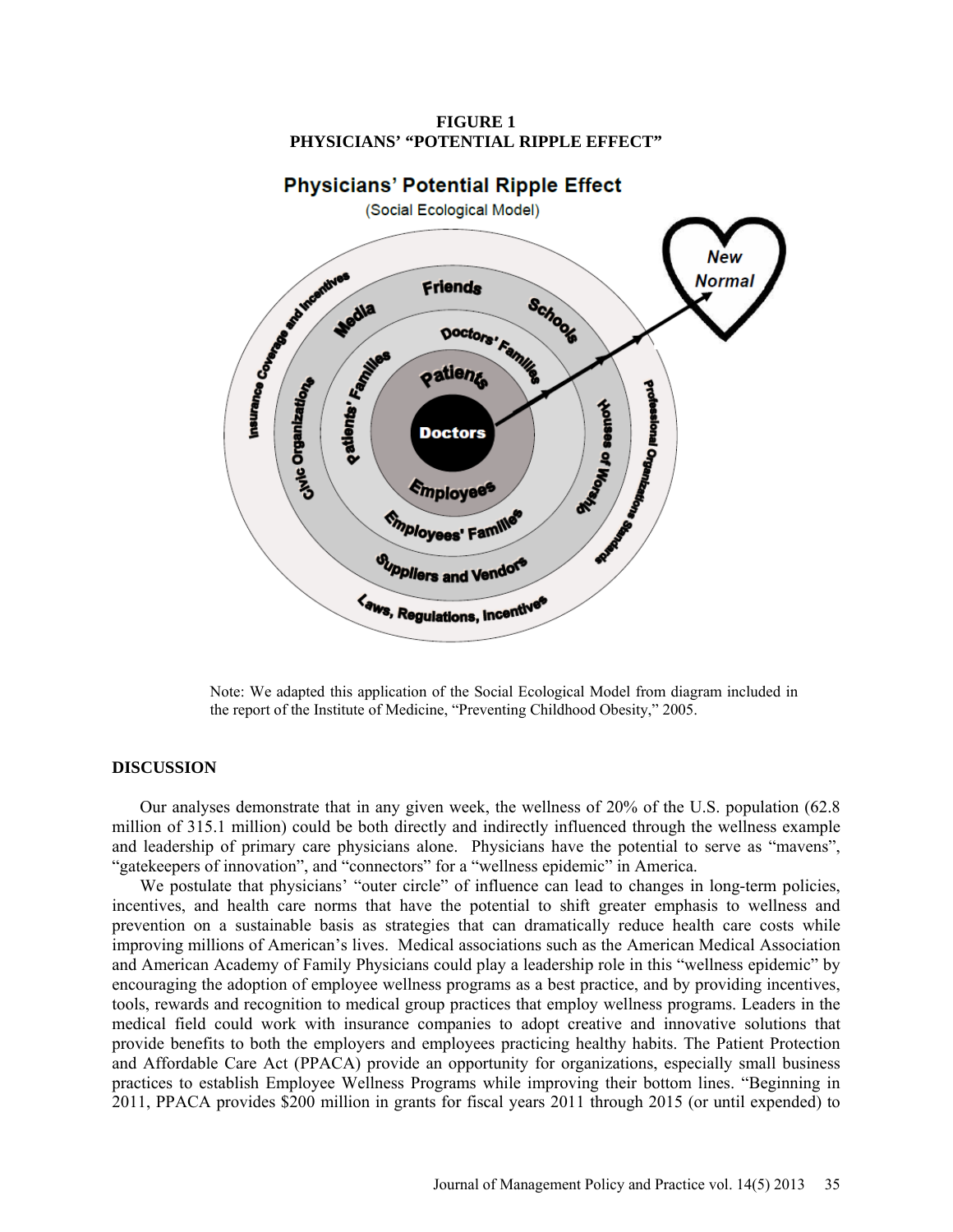**FIGURE 1**
**PHYSICIANS' "POTENTIAL RIPPLE EFFECT"**

Note: We adapted this application of the Social Ecological Model from diagram included in the report of the Institute of Medicine, "Preventing Childhood Obesity," 2005.

## DISCUSSION

Our analyses demonstrate that in any given week, the wellness of 20% of the U.S. population (62.8 million of 315.1 million) could be both directly and indirectly influenced through the wellness example and leadership of primary care physicians alone. Physicians have the potential to serve as "mavens", "gatekeepers of innovation", and "connectors" for a "wellness epidemic" in America.

We postulate that physicians' "outer circle" of influence can lead to changes in long-term policies, incentives, and health care norms that have the potential to shift greater emphasis to wellness and prevention on a sustainable basis as strategies that can dramatically reduce health care costs while improving millions of American's lives. Medical associations such as the American Medical Association and American Academy of Family Physicians could play a leadership role in this "wellness epidemic" by encouraging the adoption of employee wellness programs as a best practice, and by providing incentives, tools, rewards and recognition to medical group practices that employ wellness programs. Leaders in the medical field could work with insurance companies to adopt creative and innovative solutions that provide benefits to both the employers and employees practicing healthy habits. The Patient Protection and Affordable Care Act (PPACA) provide an opportunity for organizations, especially small business practices to establish Employee Wellness Programs while improving their bottom lines. "Beginning in 2011, PPACA provides $200 million in grants for fiscal years 2011 through 2015 (or until expended) to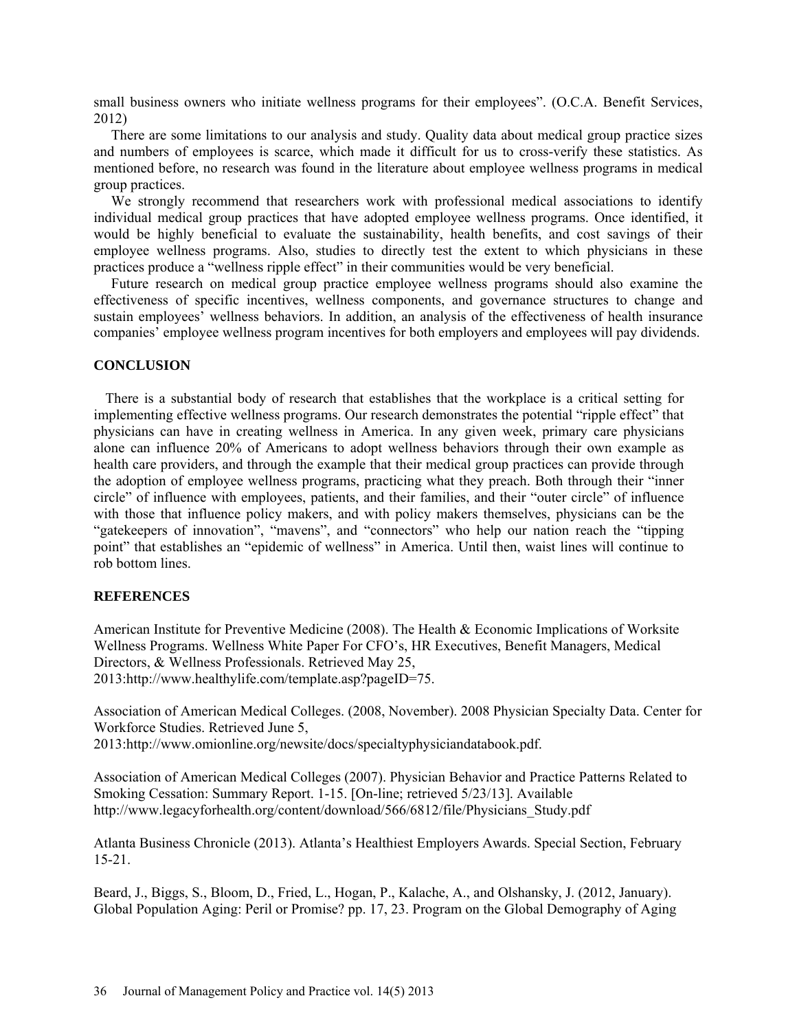small business owners who initiate wellness programs for their employees". (O.C.A. Benefit Services, 2012)

There are some limitations to our analysis and study. Quality data about medical group practice sizes and numbers of employees is scarce, which made it difficult for us to cross-verify these statistics. As mentioned before, no research was found in the literature about employee wellness programs in medical group practices.

We strongly recommend that researchers work with professional medical associations to identify individual medical group practices that have adopted employee wellness programs. Once identified, it would be highly beneficial to evaluate the sustainability, health benefits, and cost savings of their employee wellness programs. Also, studies to directly test the extent to which physicians in these practices produce a "wellness ripple effect" in their communities would be very beneficial.

Future research on medical group practice employee wellness programs should also examine the effectiveness of specific incentives, wellness components, and governance structures to change and sustain employees' wellness behaviors. In addition, an analysis of the effectiveness of health insurance companies' employee wellness program incentives for both employers and employees will pay dividends.

## CONCLUSION

There is a substantial body of research that establishes that the workplace is a critical setting for implementing effective wellness programs. Our research demonstrates the potential "ripple effect" that physicians can have in creating wellness in America. In any given week, primary care physicians alone can influence 20% of Americans to adopt wellness behaviors through their own example as health care providers, and through the example that their medical group practices can provide through the adoption of employee wellness programs, practicing what they preach. Both through their "inner circle" of influence with employees, patients, and their families, and their "outer circle" of influence with those that influence policy makers, and with policy makers themselves, physicians can be the "gatekeepers of innovation", "mavens", and "connectors" who help our nation reach the "tipping point" that establishes an "epidemic of wellness" in America. Until then, waist lines will continue to rob bottom lines.

## REFERENCES

American Institute for Preventive Medicine (2008). The Health & Economic Implications of Worksite Wellness Programs. Wellness White Paper For CFO's, HR Executives, Benefit Managers, Medical Directors, & Wellness Professionals. Retrieved May 25, 2013:http://www.healthylife.com/template.asp?pageID=75.

Association of American Medical Colleges. (2008, November). 2008 Physician Specialty Data. Center for Workforce Studies. Retrieved June 5, 2013:http://www.omionline.org/newsite/docs/specialtyphysiciandatabook.pdf.

Association of American Medical Colleges (2007). Physician Behavior and Practice Patterns Related to Smoking Cessation: Summary Report. 1-15. [On-line; retrieved 5/23/13]. Available http://www.legacyforhealth.org/content/download/566/6812/file/Physicians_Study.pdf

Atlanta Business Chronicle (2013). Atlanta's Healthiest Employers Awards. Special Section, February 15-21.

Beard, J., Biggs, S., Bloom, D., Fried, L., Hogan, P., Kalache, A., and Olshansky, J. (2012, January). Global Population Aging: Peril or Promise? pp. 17, 23. Program on the Global Demography of Aging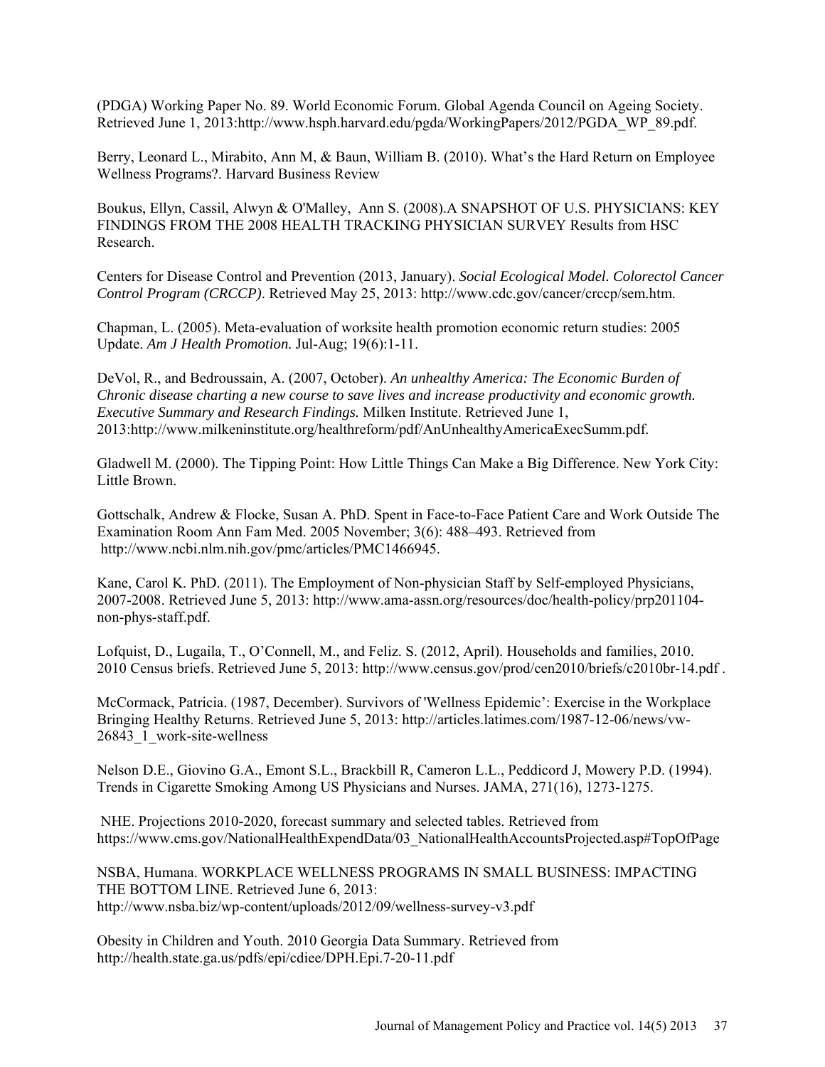(PDGA) Working Paper No. 89. World Economic Forum. Global Agenda Council on Ageing Society. Retrieved June 1, 2013:http://www.hsph.harvard.edu/pgda/WorkingPapers/2012/PGDA_WP_89.pdf.

Berry, Leonard L., Mirabito, Ann M, & Baun, William B. (2010). What's the Hard Return on Employee Wellness Programs?. Harvard Business Review

Boukus, Ellyn, Cassil, Alwyn & O'Malley, Ann S. (2008).A SNAPSHOT OF U.S. PHYSICIANS: KEY FINDINGS FROM THE 2008 HEALTH TRACKING PHYSICIAN SURVEY Results from HSC Research.

Centers for Disease Control and Prevention (2013, January). *Social Ecological Model. Colorectol Cancer Control Program (CRCCP)*. Retrieved May 25, 2013: http://www.cdc.gov/cancer/crccp/sem.htm.

Chapman, L. (2005). Meta-evaluation of worksite health promotion economic return studies: 2005 Update. *Am J Health Promotion.* Jul-Aug; 19(6):1-11.

DeVol, R., and Bedroussain, A. (2007, October). *An unhealthy America: The Economic Burden of Chronic disease charting a new course to save lives and increase productivity and economic growth. Executive Summary and Research Findings.* Milken Institute. Retrieved June 1, 2013:http://www.milkeninstitute.org/healthreform/pdf/AnUnhealthyAmericaExecSumm.pdf.

Gladwell M. (2000). The Tipping Point: How Little Things Can Make a Big Difference. New York City: Little Brown.

Gottschalk, Andrew & Flocke, Susan A. PhD. Spent in Face-to-Face Patient Care and Work Outside The Examination Room Ann Fam Med. 2005 November; 3(6): 488–493. Retrieved from http://www.ncbi.nlm.nih.gov/pmc/articles/PMC1466945.

Kane, Carol K. PhD. (2011). The Employment of Non-physician Staff by Self-employed Physicians, 2007-2008. Retrieved June 5, 2013: http://www.ama-assn.org/resources/doc/health-policy/prp201104-non-phys-staff.pdf.

Lofquist, D., Lugaila, T., O'Connell, M., and Feliz. S. (2012, April). Households and families, 2010. 2010 Census briefs. Retrieved June 5, 2013: http://www.census.gov/prod/cen2010/briefs/c2010br-14.pdf .

McCormack, Patricia. (1987, December). Survivors of 'Wellness Epidemic': Exercise in the Workplace Bringing Healthy Returns. Retrieved June 5, 2013: http://articles.latimes.com/1987-12-06/news/vw-26843_1_work-site-wellness

Nelson D.E., Giovino G.A., Emont S.L., Brackbill R, Cameron L.L., Peddicord J, Mowery P.D. (1994). Trends in Cigarette Smoking Among US Physicians and Nurses. JAMA, 271(16), 1273-1275.

NHE. Projections 2010-2020, forecast summary and selected tables. Retrieved from https://www.cms.gov/NationalHealthExpendData/03_NationalHealthAccountsProjected.asp#TopOfPage

NSBA, Humana. WORKPLACE WELLNESS PROGRAMS IN SMALL BUSINESS: IMPACTING THE BOTTOM LINE. Retrieved June 6, 2013: http://www.nsba.biz/wp-content/uploads/2012/09/wellness-survey-v3.pdf

Obesity in Children and Youth. 2010 Georgia Data Summary. Retrieved from http://health.state.ga.us/pdfs/epi/cdiee/DPH.Epi.7-20-11.pdf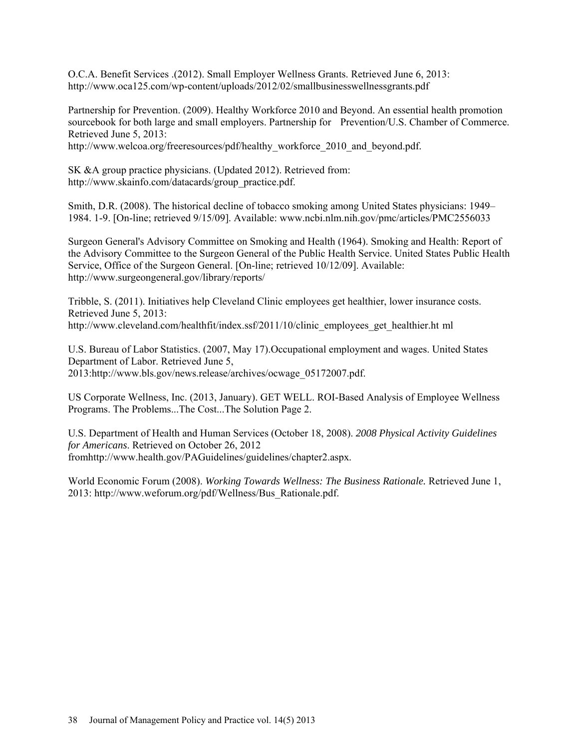O.C.A. Benefit Services .(2012). Small Employer Wellness Grants. Retrieved June 6, 2013: http://www.oca125.com/wp-content/uploads/2012/02/smallbusinesswellnessgrants.pdf

Partnership for Prevention. (2009). Healthy Workforce 2010 and Beyond. An essential health promotion sourcebook for both large and small employers. Partnership for Prevention/U.S. Chamber of Commerce. Retrieved June 5, 2013: http://www.welcoa.org/freeresources/pdf/healthy_workforce_2010_and_beyond.pdf.

SK &A group practice physicians. (Updated 2012). Retrieved from: http://www.skainfo.com/datacards/group_practice.pdf.

Smith, D.R. (2008). The historical decline of tobacco smoking among United States physicians: 1949–1984. 1-9. [On-line; retrieved 9/15/09]. Available: www.ncbi.nlm.nih.gov/pmc/articles/PMC2556033

Surgeon General's Advisory Committee on Smoking and Health (1964). Smoking and Health: Report of the Advisory Committee to the Surgeon General of the Public Health Service. United States Public Health Service, Office of the Surgeon General. [On-line; retrieved 10/12/09]. Available: http://www.surgeongeneral.gov/library/reports/

Tribble, S. (2011). Initiatives help Cleveland Clinic employees get healthier, lower insurance costs. Retrieved June 5, 2013: http://www.cleveland.com/healthfit/index.ssf/2011/10/clinic_employees_get_healthier.ht ml

U.S. Bureau of Labor Statistics. (2007, May 17).Occupational employment and wages. United States Department of Labor. Retrieved June 5, 2013:http://www.bls.gov/news.release/archives/ocwage_05172007.pdf.

US Corporate Wellness, Inc. (2013, January). GET WELL. ROI-Based Analysis of Employee Wellness Programs. The Problems...The Cost...The Solution Page 2.

U.S. Department of Health and Human Services (October 18, 2008). *2008 Physical Activity Guidelines for Americans*. Retrieved on October 26, 2012 fromhttp://www.health.gov/PAGuidelines/guidelines/chapter2.aspx.

World Economic Forum (2008). *Working Towards Wellness: The Business Rationale.* Retrieved June 1, 2013: http://www.weforum.org/pdf/Wellness/Bus_Rationale.pdf.